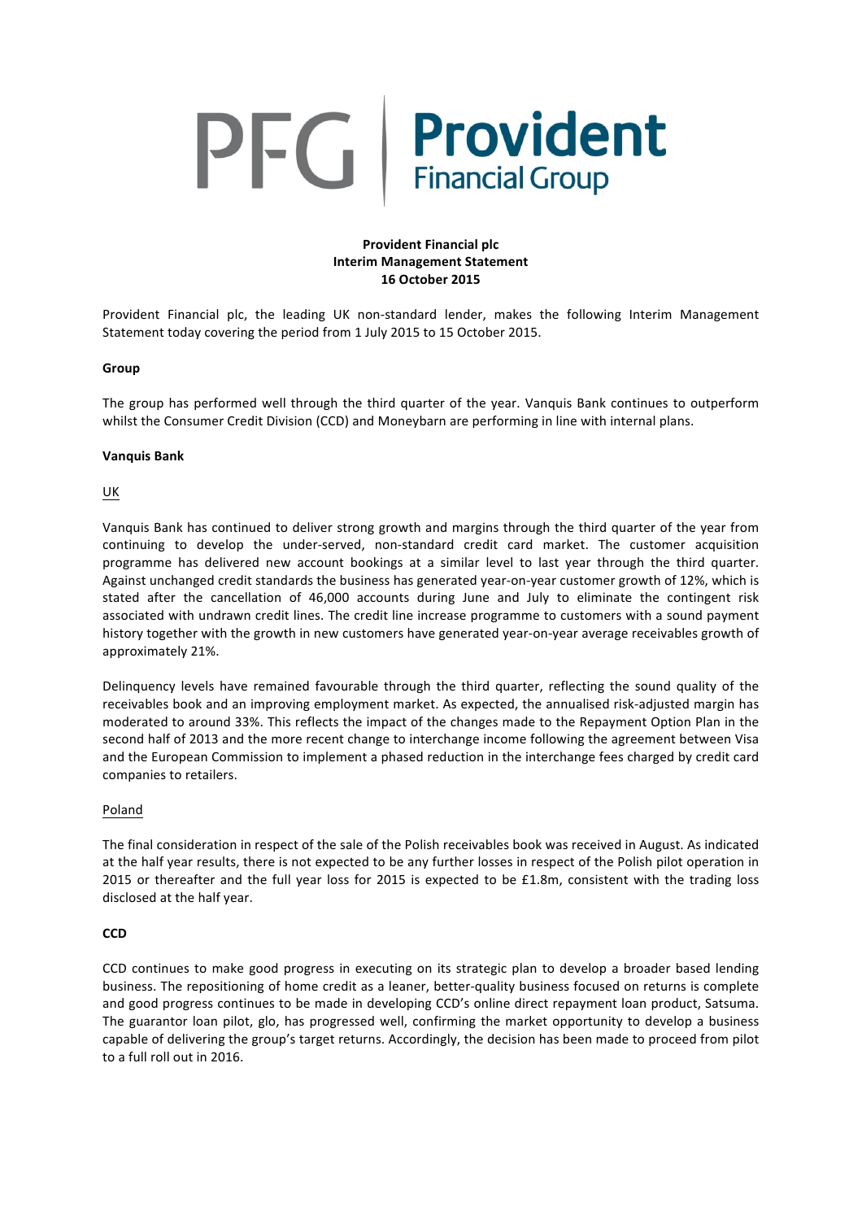PFG | Provident Financial Group

**Provident Financial plc**
**Interim Management Statement**
**16 October 2015**

Provident Financial plc, the leading UK non-standard lender, makes the following Interim Management Statement today covering the period from 1 July 2015 to 15 October 2015.

## Group

The group has performed well through the third quarter of the year. Vanquis Bank continues to outperform whilst the Consumer Credit Division (CCD) and Moneybarn are performing in line with internal plans.

## Vanquis Bank

### UK

Vanquis Bank has continued to deliver strong growth and margins through the third quarter of the year from continuing to develop the under-served, non-standard credit card market. The customer acquisition programme has delivered new account bookings at a similar level to last year through the third quarter. Against unchanged credit standards the business has generated year-on-year customer growth of 12%, which is stated after the cancellation of 46,000 accounts during June and July to eliminate the contingent risk associated with undrawn credit lines. The credit line increase programme to customers with a sound payment history together with the growth in new customers have generated year-on-year average receivables growth of approximately 21%.

Delinquency levels have remained favourable through the third quarter, reflecting the sound quality of the receivables book and an improving employment market. As expected, the annualised risk-adjusted margin has moderated to around 33%. This reflects the impact of the changes made to the Repayment Option Plan in the second half of 2013 and the more recent change to interchange income following the agreement between Visa and the European Commission to implement a phased reduction in the interchange fees charged by credit card companies to retailers.

### Poland

The final consideration in respect of the sale of the Polish receivables book was received in August. As indicated at the half year results, there is not expected to be any further losses in respect of the Polish pilot operation in 2015 or thereafter and the full year loss for 2015 is expected to be £1.8m, consistent with the trading loss disclosed at the half year.

## CCD

CCD continues to make good progress in executing on its strategic plan to develop a broader based lending business. The repositioning of home credit as a leaner, better-quality business focused on returns is complete and good progress continues to be made in developing CCD's online direct repayment loan product, Satsuma. The guarantor loan pilot, glo, has progressed well, confirming the market opportunity to develop a business capable of delivering the group's target returns. Accordingly, the decision has been made to proceed from pilot to a full roll out in 2016.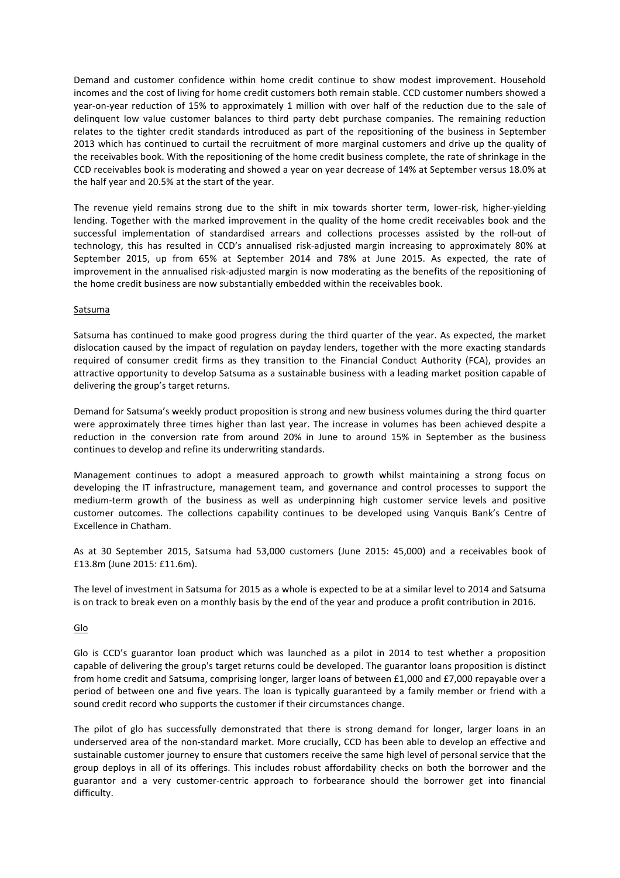Demand and customer confidence within home credit continue to show modest improvement. Household incomes and the cost of living for home credit customers both remain stable. CCD customer numbers showed a year-on-year reduction of 15% to approximately 1 million with over half of the reduction due to the sale of delinquent low value customer balances to third party debt purchase companies. The remaining reduction relates to the tighter credit standards introduced as part of the repositioning of the business in September 2013 which has continued to curtail the recruitment of more marginal customers and drive up the quality of the receivables book. With the repositioning of the home credit business complete, the rate of shrinkage in the CCD receivables book is moderating and showed a year on year decrease of 14% at September versus 18.0% at the half year and 20.5% at the start of the year.

The revenue yield remains strong due to the shift in mix towards shorter term, lower-risk, higher-yielding lending. Together with the marked improvement in the quality of the home credit receivables book and the successful implementation of standardised arrears and collections processes assisted by the roll-out of technology, this has resulted in CCD's annualised risk-adjusted margin increasing to approximately 80% at September 2015, up from 65% at September 2014 and 78% at June 2015. As expected, the rate of improvement in the annualised risk-adjusted margin is now moderating as the benefits of the repositioning of the home credit business are now substantially embedded within the receivables book.

### Satsuma

Satsuma has continued to make good progress during the third quarter of the year. As expected, the market dislocation caused by the impact of regulation on payday lenders, together with the more exacting standards required of consumer credit firms as they transition to the Financial Conduct Authority (FCA), provides an attractive opportunity to develop Satsuma as a sustainable business with a leading market position capable of delivering the group's target returns.

Demand for Satsuma's weekly product proposition is strong and new business volumes during the third quarter were approximately three times higher than last year. The increase in volumes has been achieved despite a reduction in the conversion rate from around 20% in June to around 15% in September as the business continues to develop and refine its underwriting standards.

Management continues to adopt a measured approach to growth whilst maintaining a strong focus on developing the IT infrastructure, management team, and governance and control processes to support the medium-term growth of the business as well as underpinning high customer service levels and positive customer outcomes. The collections capability continues to be developed using Vanquis Bank's Centre of Excellence in Chatham.

As at 30 September 2015, Satsuma had 53,000 customers (June 2015: 45,000) and a receivables book of £13.8m (June 2015: £11.6m).

The level of investment in Satsuma for 2015 as a whole is expected to be at a similar level to 2014 and Satsuma is on track to break even on a monthly basis by the end of the year and produce a profit contribution in 2016.

### Glo

Glo is CCD's guarantor loan product which was launched as a pilot in 2014 to test whether a proposition capable of delivering the group's target returns could be developed. The guarantor loans proposition is distinct from home credit and Satsuma, comprising longer, larger loans of between £1,000 and £7,000 repayable over a period of between one and five years. The loan is typically guaranteed by a family member or friend with a sound credit record who supports the customer if their circumstances change.

The pilot of glo has successfully demonstrated that there is strong demand for longer, larger loans in an underserved area of the non-standard market. More crucially, CCD has been able to develop an effective and sustainable customer journey to ensure that customers receive the same high level of personal service that the group deploys in all of its offerings. This includes robust affordability checks on both the borrower and the guarantor and a very customer-centric approach to forbearance should the borrower get into financial difficulty.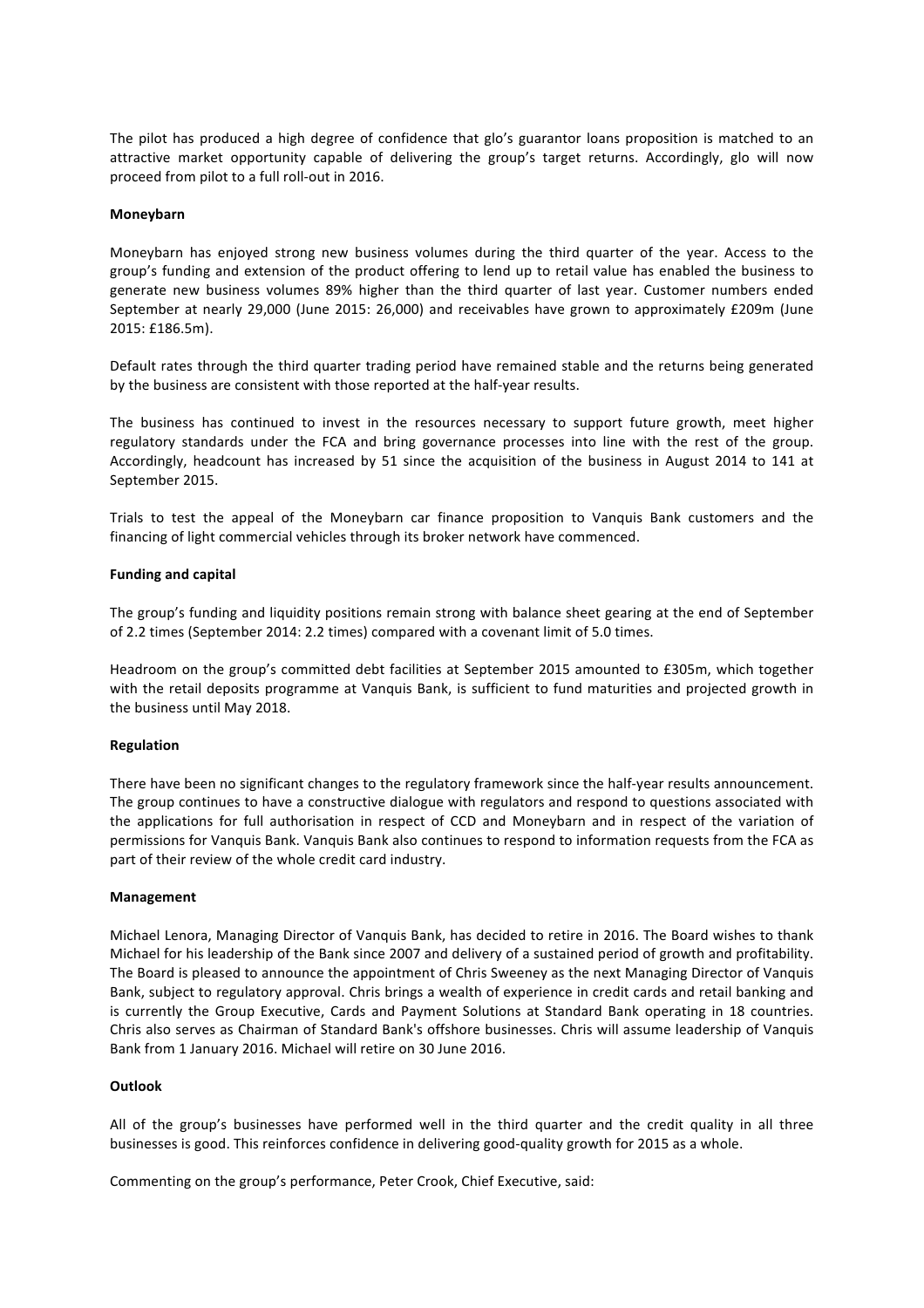The pilot has produced a high degree of confidence that glo's guarantor loans proposition is matched to an attractive market opportunity capable of delivering the group's target returns. Accordingly, glo will now proceed from pilot to a full roll-out in 2016.

**Moneybarn**

Moneybarn has enjoyed strong new business volumes during the third quarter of the year. Access to the group's funding and extension of the product offering to lend up to retail value has enabled the business to generate new business volumes 89% higher than the third quarter of last year. Customer numbers ended September at nearly 29,000 (June 2015: 26,000) and receivables have grown to approximately £209m (June 2015: £186.5m).

Default rates through the third quarter trading period have remained stable and the returns being generated by the business are consistent with those reported at the half-year results.

The business has continued to invest in the resources necessary to support future growth, meet higher regulatory standards under the FCA and bring governance processes into line with the rest of the group. Accordingly, headcount has increased by 51 since the acquisition of the business in August 2014 to 141 at September 2015.

Trials to test the appeal of the Moneybarn car finance proposition to Vanquis Bank customers and the financing of light commercial vehicles through its broker network have commenced.

**Funding and capital**

The group's funding and liquidity positions remain strong with balance sheet gearing at the end of September of 2.2 times (September 2014: 2.2 times) compared with a covenant limit of 5.0 times.

Headroom on the group's committed debt facilities at September 2015 amounted to £305m, which together with the retail deposits programme at Vanquis Bank, is sufficient to fund maturities and projected growth in the business until May 2018.

**Regulation**

There have been no significant changes to the regulatory framework since the half-year results announcement. The group continues to have a constructive dialogue with regulators and respond to questions associated with the applications for full authorisation in respect of CCD and Moneybarn and in respect of the variation of permissions for Vanquis Bank. Vanquis Bank also continues to respond to information requests from the FCA as part of their review of the whole credit card industry.

**Management**

Michael Lenora, Managing Director of Vanquis Bank, has decided to retire in 2016. The Board wishes to thank Michael for his leadership of the Bank since 2007 and delivery of a sustained period of growth and profitability. The Board is pleased to announce the appointment of Chris Sweeney as the next Managing Director of Vanquis Bank, subject to regulatory approval. Chris brings a wealth of experience in credit cards and retail banking and is currently the Group Executive, Cards and Payment Solutions at Standard Bank operating in 18 countries. Chris also serves as Chairman of Standard Bank's offshore businesses. Chris will assume leadership of Vanquis Bank from 1 January 2016. Michael will retire on 30 June 2016.

**Outlook**

All of the group's businesses have performed well in the third quarter and the credit quality in all three businesses is good. This reinforces confidence in delivering good-quality growth for 2015 as a whole.

Commenting on the group's performance, Peter Crook, Chief Executive, said: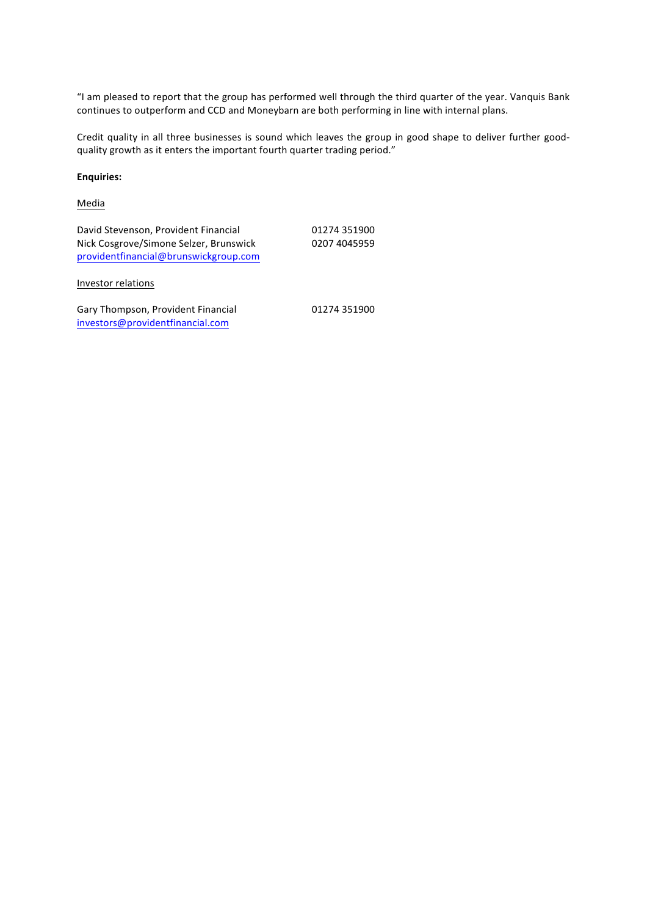"I am pleased to report that the group has performed well through the third quarter of the year. Vanquis Bank continues to outperform and CCD and Moneybarn are both performing in line with internal plans.

Credit quality in all three businesses is sound which leaves the group in good shape to deliver further good-quality growth as it enters the important fourth quarter trading period."

**Enquiries:**

Media

| | |
|---|---|
| David Stevenson, Provident Financial | 01274 351900 |
| Nick Cosgrove/Simone Selzer, Brunswick | 0207 4045959 |
| providentfinancial@brunswickgroup.com | |

Investor relations

| | |
|---|---|
| Gary Thompson, Provident Financial | 01274 351900 |
| investors@providentfinancial.com | |